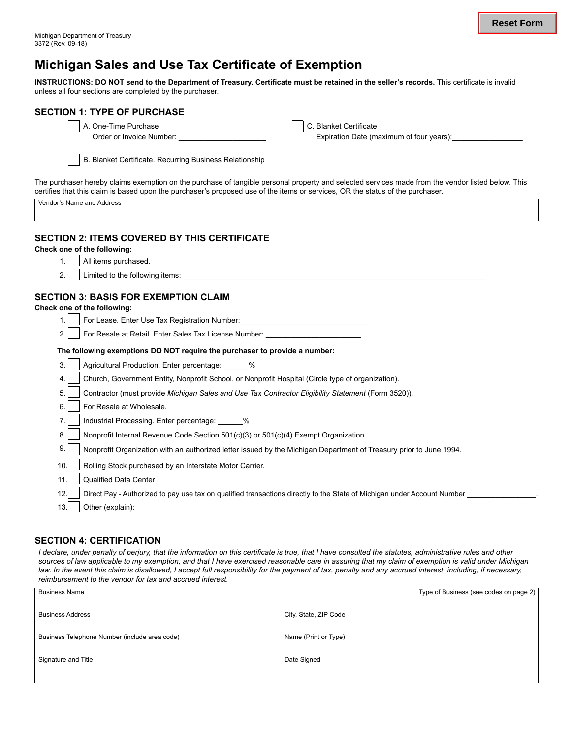Michigan Department of Treasury
3372 (Rev. 09-18)

# Michigan Sales and Use Tax Certificate of Exemption

**INSTRUCTIONS: DO NOT send to the Department of Treasury. Certificate must be retained in the seller's records.** This certificate is invalid unless all four sections are completed by the purchaser.

## SECTION 1: TYPE OF PURCHASE

☐ A. One-Time Purchase
Order or Invoice Number: ____________________

☐ C. Blanket Certificate
Expiration Date (maximum of four years):________________

☐ B. Blanket Certificate. Recurring Business Relationship

The purchaser hereby claims exemption on the purchase of tangible personal property and selected services made from the vendor listed below. This certifies that this claim is based upon the purchaser's proposed use of the items or services, OR the status of the purchaser.

| Vendor's Name and Address |
|---|
| |

## SECTION 2: ITEMS COVERED BY THIS CERTIFICATE

**Check one of the following:**

1. ☐ All items purchased.
2. ☐ Limited to the following items: ____________________________________________

## SECTION 3: BASIS FOR EXEMPTION CLAIM

**Check one of the following:**

1. ☐ For Lease. Enter Use Tax Registration Number:____________________________
2. ☐ For Resale at Retail. Enter Sales Tax License Number: ______________________

**The following exemptions DO NOT require the purchaser to provide a number:**

3. ☐ Agricultural Production. Enter percentage: ______%
4. ☐ Church, Government Entity, Nonprofit School, or Nonprofit Hospital (Circle type of organization).
5. ☐ Contractor (must provide *Michigan Sales and Use Tax Contractor Eligibility Statement* (Form 3520)).
6. ☐ For Resale at Wholesale.
7. ☐ Industrial Processing. Enter percentage: ______%
8. ☐ Nonprofit Internal Revenue Code Section 501(c)(3) or 501(c)(4) Exempt Organization.
9. ☐ Nonprofit Organization with an authorized letter issued by the Michigan Department of Treasury prior to June 1994.
10. ☐ Rolling Stock purchased by an Interstate Motor Carrier.
11. ☐ Qualified Data Center
12. ☐ Direct Pay - Authorized to pay use tax on qualified transactions directly to the State of Michigan under Account Number ________________.
13. ☐ Other (explain): ____________________________________________

## SECTION 4: CERTIFICATION

*I declare, under penalty of perjury, that the information on this certificate is true, that I have consulted the statutes, administrative rules and other sources of law applicable to my exemption, and that I have exercised reasonable care in assuring that my claim of exemption is valid under Michigan law. In the event this claim is disallowed, I accept full responsibility for the payment of tax, penalty and any accrued interest, including, if necessary, reimbursement to the vendor for tax and accrued interest.*

| Business Name | Type of Business (see codes on page 2) |
|---|---|
| Business Address | City, State, ZIP Code |
| Business Telephone Number (include area code) | Name (Print or Type) |
| Signature and Title | Date Signed |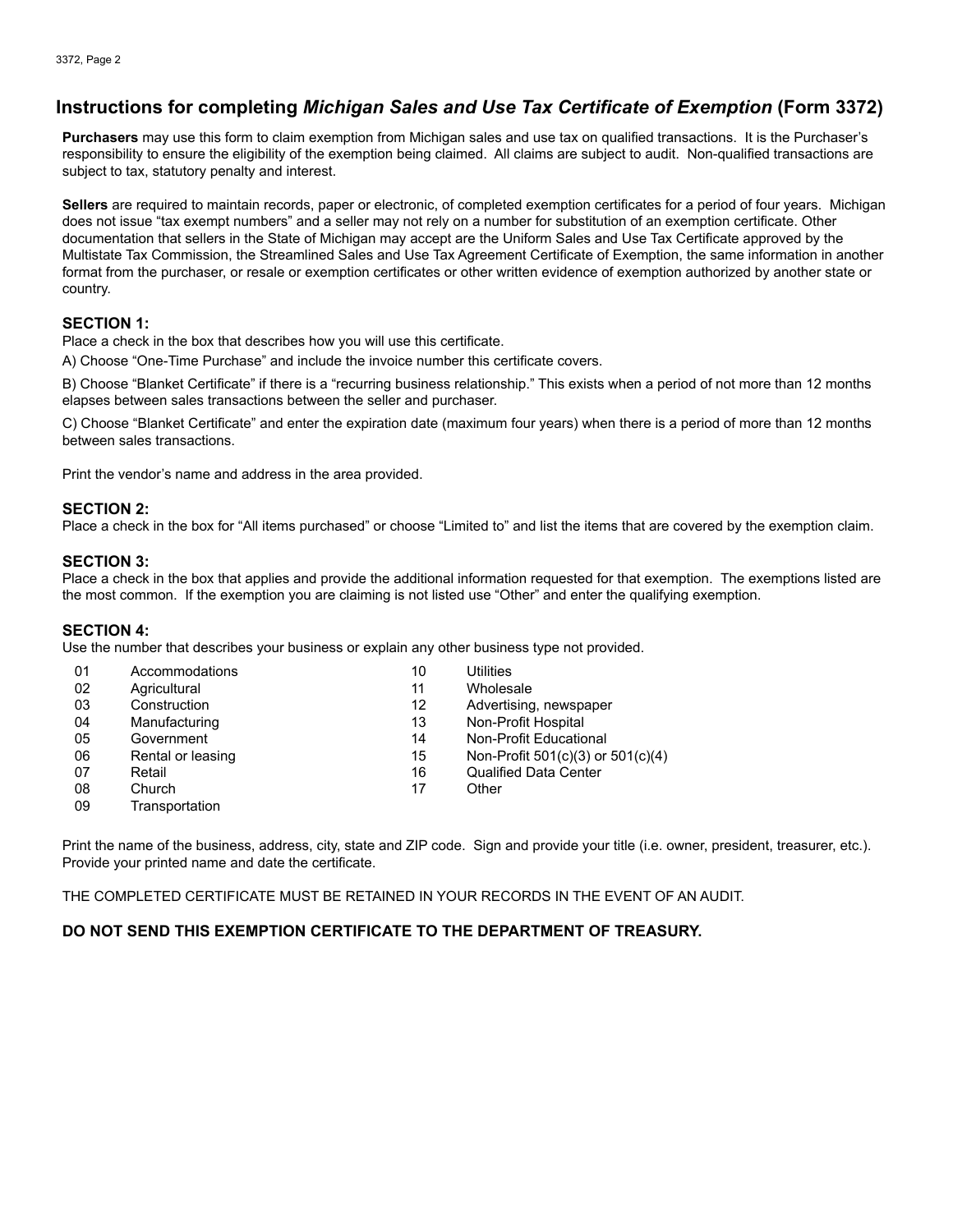## Instructions for completing *Michigan Sales and Use Tax Certificate of Exemption* (Form 3372)

**Purchasers** may use this form to claim exemption from Michigan sales and use tax on qualified transactions. It is the Purchaser's responsibility to ensure the eligibility of the exemption being claimed. All claims are subject to audit. Non-qualified transactions are subject to tax, statutory penalty and interest.

**Sellers** are required to maintain records, paper or electronic, of completed exemption certificates for a period of four years. Michigan does not issue "tax exempt numbers" and a seller may not rely on a number for substitution of an exemption certificate. Other documentation that sellers in the State of Michigan may accept are the Uniform Sales and Use Tax Certificate approved by the Multistate Tax Commission, the Streamlined Sales and Use Tax Agreement Certificate of Exemption, the same information in another format from the purchaser, or resale or exemption certificates or other written evidence of exemption authorized by another state or country.

### SECTION 1:

Place a check in the box that describes how you will use this certificate.

A) Choose "One-Time Purchase" and include the invoice number this certificate covers.

B) Choose "Blanket Certificate" if there is a "recurring business relationship." This exists when a period of not more than 12 months elapses between sales transactions between the seller and purchaser.

C) Choose "Blanket Certificate" and enter the expiration date (maximum four years) when there is a period of more than 12 months between sales transactions.

Print the vendor's name and address in the area provided.

### SECTION 2:

Place a check in the box for "All items purchased" or choose "Limited to" and list the items that are covered by the exemption claim.

### SECTION 3:

Place a check in the box that applies and provide the additional information requested for that exemption. The exemptions listed are the most common. If the exemption you are claiming is not listed use "Other" and enter the qualifying exemption.

### SECTION 4:

Use the number that describes your business or explain any other business type not provided.

| | |
|---|---|
| 01 | Accommodations |
| 02 | Agricultural |
| 03 | Construction |
| 04 | Manufacturing |
| 05 | Government |
| 06 | Rental or leasing |
| 07 | Retail |
| 08 | Church |
| 09 | Transportation |
| 10 | Utilities |
| 11 | Wholesale |
| 12 | Advertising, newspaper |
| 13 | Non-Profit Hospital |
| 14 | Non-Profit Educational |
| 15 | Non-Profit 501(c)(3) or 501(c)(4) |
| 16 | Qualified Data Center |
| 17 | Other |

Print the name of the business, address, city, state and ZIP code. Sign and provide your title (i.e. owner, president, treasurer, etc.). Provide your printed name and date the certificate.

THE COMPLETED CERTIFICATE MUST BE RETAINED IN YOUR RECORDS IN THE EVENT OF AN AUDIT.

**DO NOT SEND THIS EXEMPTION CERTIFICATE TO THE DEPARTMENT OF TREASURY.**